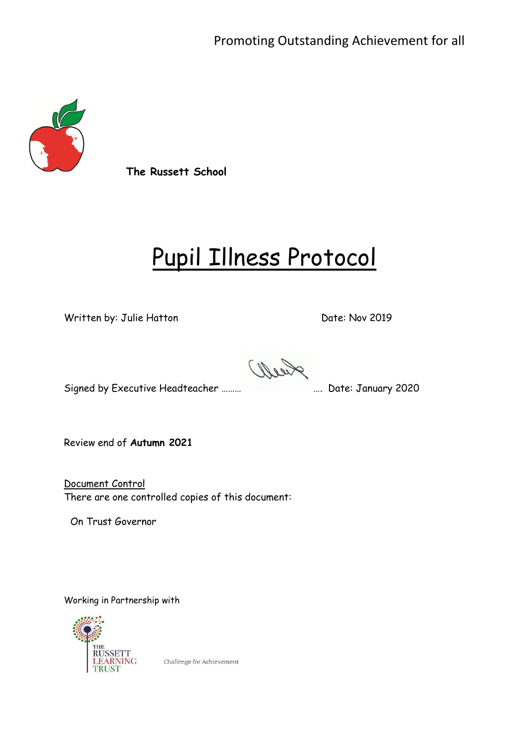Promoting Outstanding Achievement for all

**The Russett School**

# Pupil Illness Protocol

Written by: Julie Hatton                                        Date: Nov 2019

Signed by Executive Headteacher ……… …. Date: January 2020

Review end of **Autumn 2021**

Document Control

There are one controlled copies of this document:

On Trust Governor

Working in Partnership with

THE RUSSETT LEARNING TRUST

Challenge for Achievement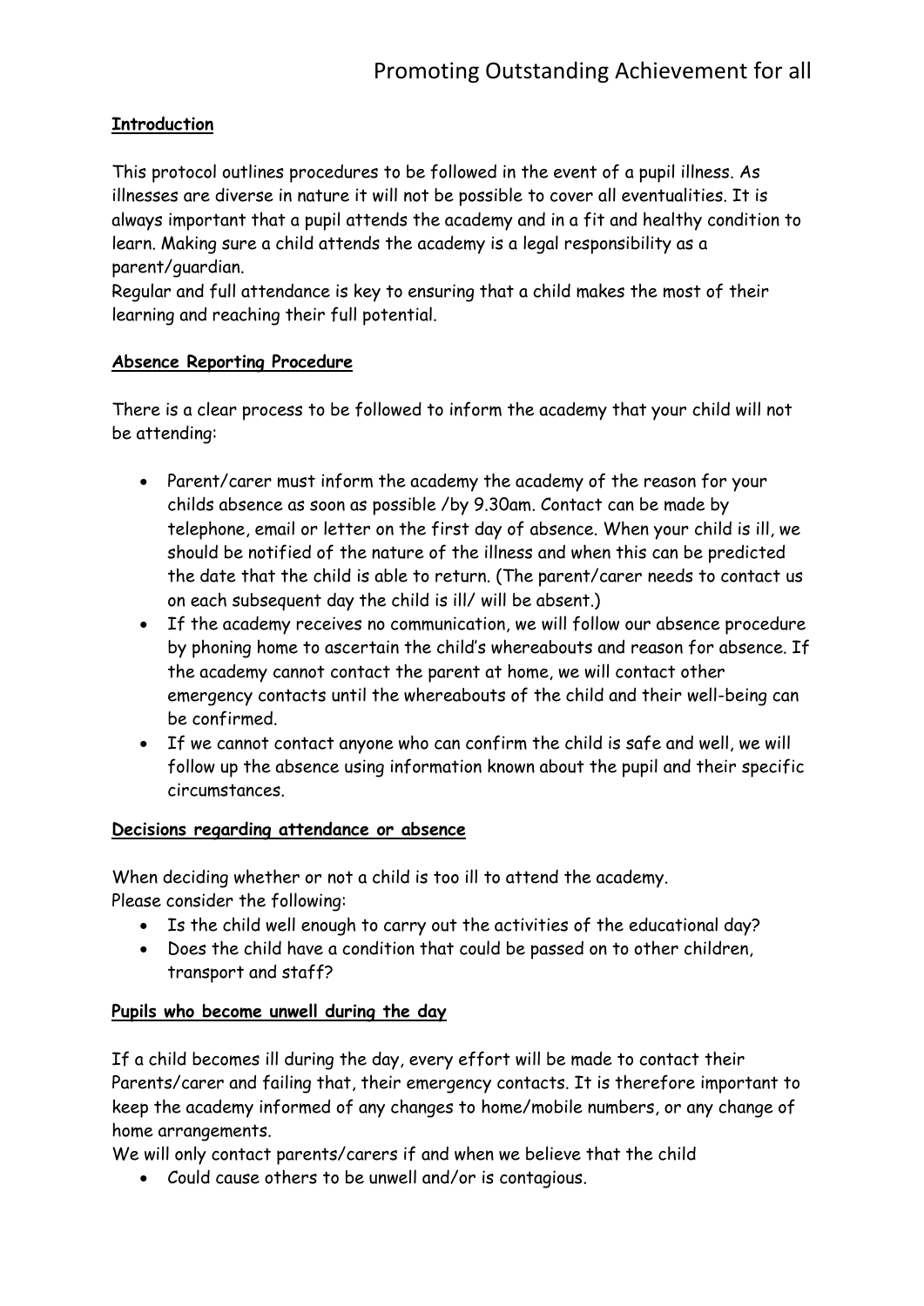**Introduction**

This protocol outlines procedures to be followed in the event of a pupil illness. As illnesses are diverse in nature it will not be possible to cover all eventualities. It is always important that a pupil attends the academy and in a fit and healthy condition to learn. Making sure a child attends the academy is a legal responsibility as a parent/guardian.
Regular and full attendance is key to ensuring that a child makes the most of their learning and reaching their full potential.

**Absence Reporting Procedure**

There is a clear process to be followed to inform the academy that your child will not be attending:

- Parent/carer must inform the academy the academy of the reason for your childs absence as soon as possible /by 9.30am. Contact can be made by telephone, email or letter on the first day of absence. When your child is ill, we should be notified of the nature of the illness and when this can be predicted the date that the child is able to return. (The parent/carer needs to contact us on each subsequent day the child is ill/ will be absent.)
- If the academy receives no communication, we will follow our absence procedure by phoning home to ascertain the child's whereabouts and reason for absence. If the academy cannot contact the parent at home, we will contact other emergency contacts until the whereabouts of the child and their well-being can be confirmed.
- If we cannot contact anyone who can confirm the child is safe and well, we will follow up the absence using information known about the pupil and their specific circumstances.

**Decisions regarding attendance or absence**

When deciding whether or not a child is too ill to attend the academy.
Please consider the following:

- Is the child well enough to carry out the activities of the educational day?
- Does the child have a condition that could be passed on to other children, transport and staff?

**Pupils who become unwell during the day**

If a child becomes ill during the day, every effort will be made to contact their Parents/carer and failing that, their emergency contacts. It is therefore important to keep the academy informed of any changes to home/mobile numbers, or any change of home arrangements.
We will only contact parents/carers if and when we believe that the child

- Could cause others to be unwell and/or is contagious.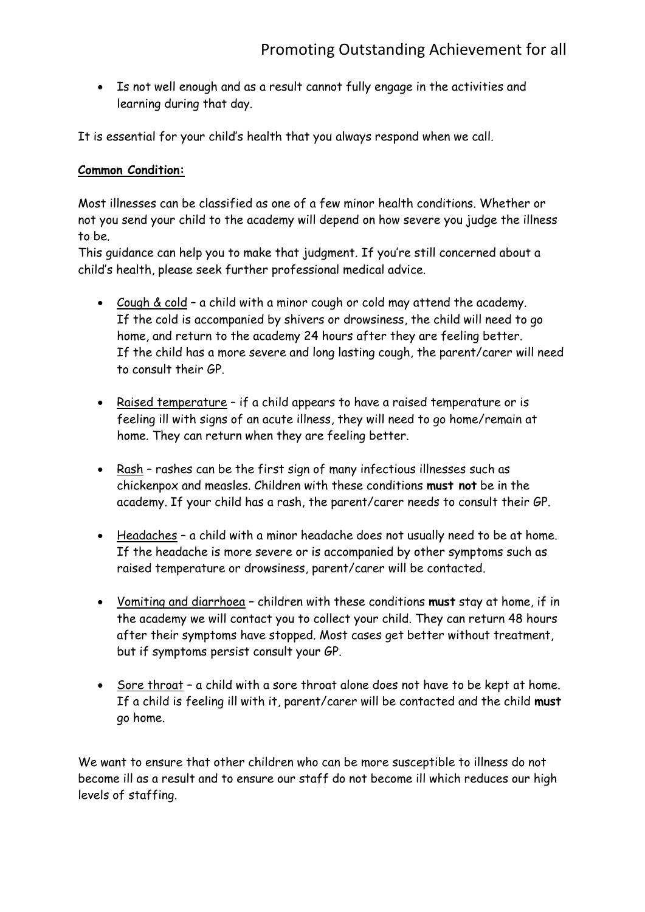- Is not well enough and as a result cannot fully engage in the activities and learning during that day.

It is essential for your child's health that you always respond when we call.

**Common Condition:**

Most illnesses can be classified as one of a few minor health conditions. Whether or not you send your child to the academy will depend on how severe you judge the illness to be.
This guidance can help you to make that judgment. If you're still concerned about a child's health, please seek further professional medical advice.

- Cough & cold – a child with a minor cough or cold may attend the academy. If the cold is accompanied by shivers or drowsiness, the child will need to go home, and return to the academy 24 hours after they are feeling better. If the child has a more severe and long lasting cough, the parent/carer will need to consult their GP.

- Raised temperature – if a child appears to have a raised temperature or is feeling ill with signs of an acute illness, they will need to go home/remain at home. They can return when they are feeling better.

- Rash – rashes can be the first sign of many infectious illnesses such as chickenpox and measles. Children with these conditions **must not** be in the academy. If your child has a rash, the parent/carer needs to consult their GP.

- Headaches – a child with a minor headache does not usually need to be at home. If the headache is more severe or is accompanied by other symptoms such as raised temperature or drowsiness, parent/carer will be contacted.

- Vomiting and diarrhoea – children with these conditions **must** stay at home, if in the academy we will contact you to collect your child. They can return 48 hours after their symptoms have stopped. Most cases get better without treatment, but if symptoms persist consult your GP.

- Sore throat – a child with a sore throat alone does not have to be kept at home. If a child is feeling ill with it, parent/carer will be contacted and the child **must** go home.

We want to ensure that other children who can be more susceptible to illness do not become ill as a result and to ensure our staff do not become ill which reduces our high levels of staffing.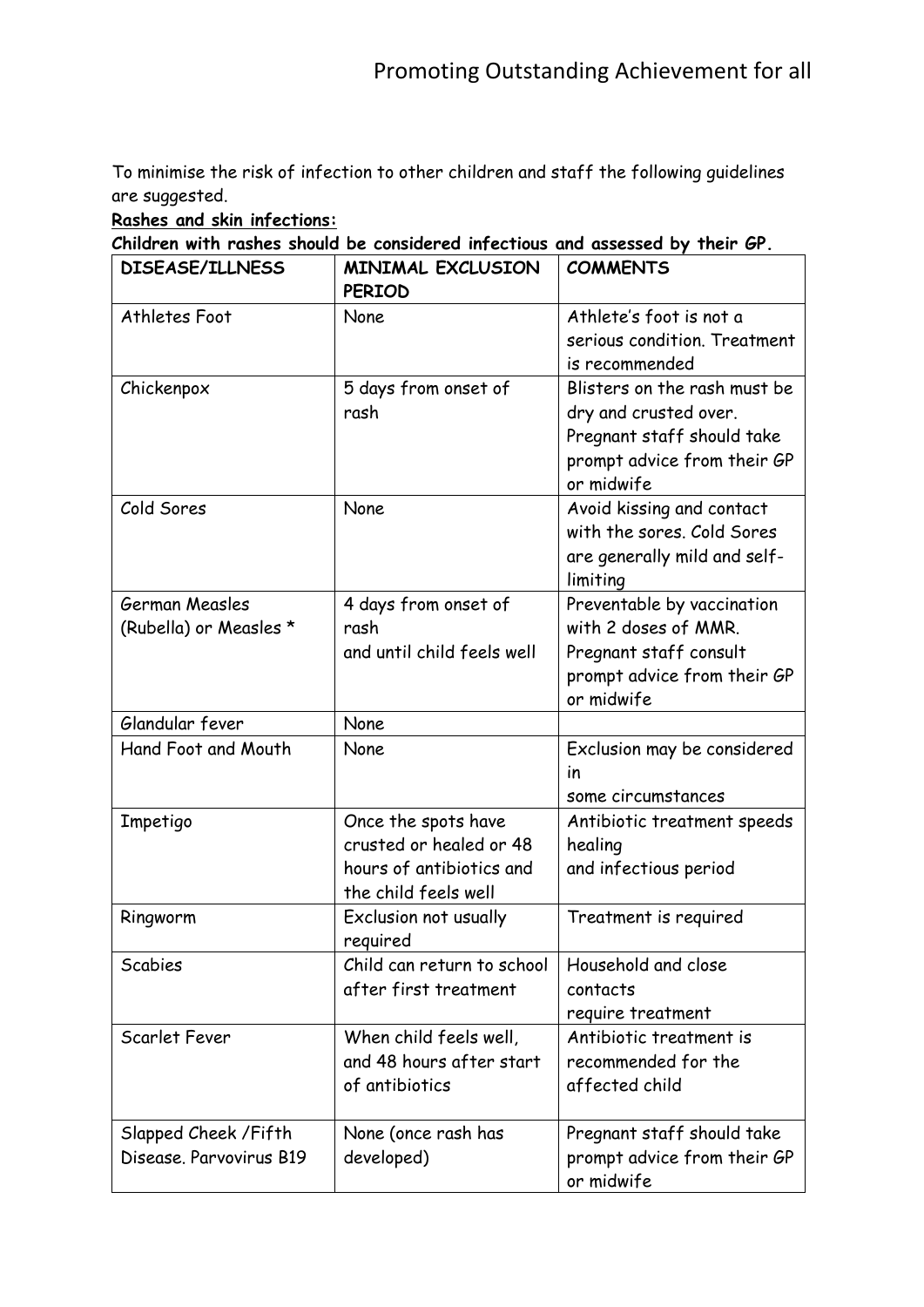To minimise the risk of infection to other children and staff the following guidelines are suggested.

**Rashes and skin infections:**

**Children with rashes should be considered infectious and assessed by their GP.**

| DISEASE/ILLNESS | MINIMAL EXCLUSION PERIOD | COMMENTS |
|---|---|---|
| Athletes Foot | None | Athlete's foot is not a serious condition. Treatment is recommended |
| Chickenpox | 5 days from onset of rash | Blisters on the rash must be dry and crusted over. Pregnant staff should take prompt advice from their GP or midwife |
| Cold Sores | None | Avoid kissing and contact with the sores. Cold Sores are generally mild and self-limiting |
| German Measles (Rubella) or Measles * | 4 days from onset of rash and until child feels well | Preventable by vaccination with 2 doses of MMR. Pregnant staff consult prompt advice from their GP or midwife |
| Glandular fever | None | |
| Hand Foot and Mouth | None | Exclusion may be considered in some circumstances |
| Impetigo | Once the spots have crusted or healed or 48 hours of antibiotics and the child feels well | Antibiotic treatment speeds healing and infectious period |
| Ringworm | Exclusion not usually required | Treatment is required |
| Scabies | Child can return to school after first treatment | Household and close contacts require treatment |
| Scarlet Fever | When child feels well, and 48 hours after start of antibiotics | Antibiotic treatment is recommended for the affected child |
| Slapped Cheek /Fifth Disease. Parvovirus B19 | None (once rash has developed) | Pregnant staff should take prompt advice from their GP or midwife |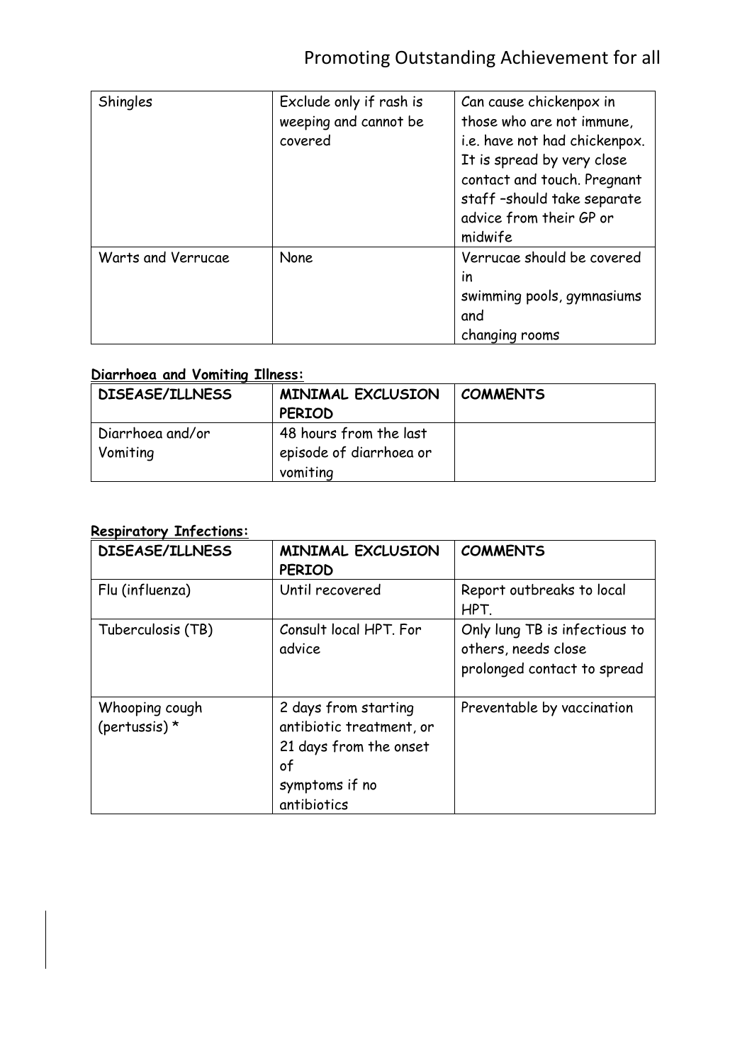| Shingles | Exclude only if rash is weeping and cannot be covered | Can cause chickenpox in those who are not immune, i.e. have not had chickenpox. It is spread by very close contact and touch. Pregnant staff –should take separate advice from their GP or midwife |
|---|---|---|
| Warts and Verrucae | None | Verrucae should be covered in swimming pools, gymnasiums and changing rooms |

**Diarrhoea and Vomiting Illness:**

| DISEASE/ILLNESS | MINIMAL EXCLUSION PERIOD | COMMENTS |
|---|---|---|
| Diarrhoea and/or Vomiting | 48 hours from the last episode of diarrhoea or vomiting | |

**Respiratory Infections:**

| DISEASE/ILLNESS | MINIMAL EXCLUSION PERIOD | COMMENTS |
|---|---|---|
| Flu (influenza) | Until recovered | Report outbreaks to local HPT. |
| Tuberculosis (TB) | Consult local HPT. For advice | Only lung TB is infectious to others, needs close prolonged contact to spread |
| Whooping cough (pertussis) * | 2 days from starting antibiotic treatment, or 21 days from the onset of symptoms if no antibiotics | Preventable by vaccination |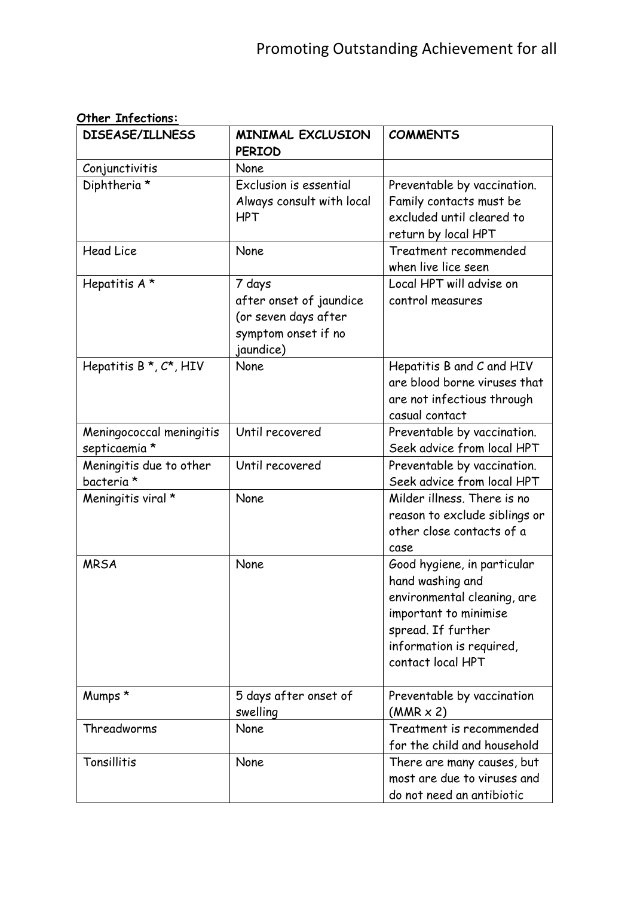**Other Infections:**

| DISEASE/ILLNESS | MINIMAL EXCLUSION PERIOD | COMMENTS |
|---|---|---|
| Conjunctivitis | None | |
| Diphtheria * | Exclusion is essential Always consult with local HPT | Preventable by vaccination. Family contacts must be excluded until cleared to return by local HPT |
| Head Lice | None | Treatment recommended when live lice seen |
| Hepatitis A * | 7 days after onset of jaundice (or seven days after symptom onset if no jaundice) | Local HPT will advise on control measures |
| Hepatitis B *, C*, HIV | None | Hepatitis B and C and HIV are blood borne viruses that are not infectious through casual contact |
| Meningococcal meningitis septicaemia * | Until recovered | Preventable by vaccination. Seek advice from local HPT |
| Meningitis due to other bacteria * | Until recovered | Preventable by vaccination. Seek advice from local HPT |
| Meningitis viral * | None | Milder illness. There is no reason to exclude siblings or other close contacts of a case |
| MRSA | None | Good hygiene, in particular hand washing and environmental cleaning, are important to minimise spread. If further information is required, contact local HPT |
| Mumps * | 5 days after onset of swelling | Preventable by vaccination (MMR x 2) |
| Threadworms | None | Treatment is recommended for the child and household |
| Tonsillitis | None | There are many causes, but most are due to viruses and do not need an antibiotic |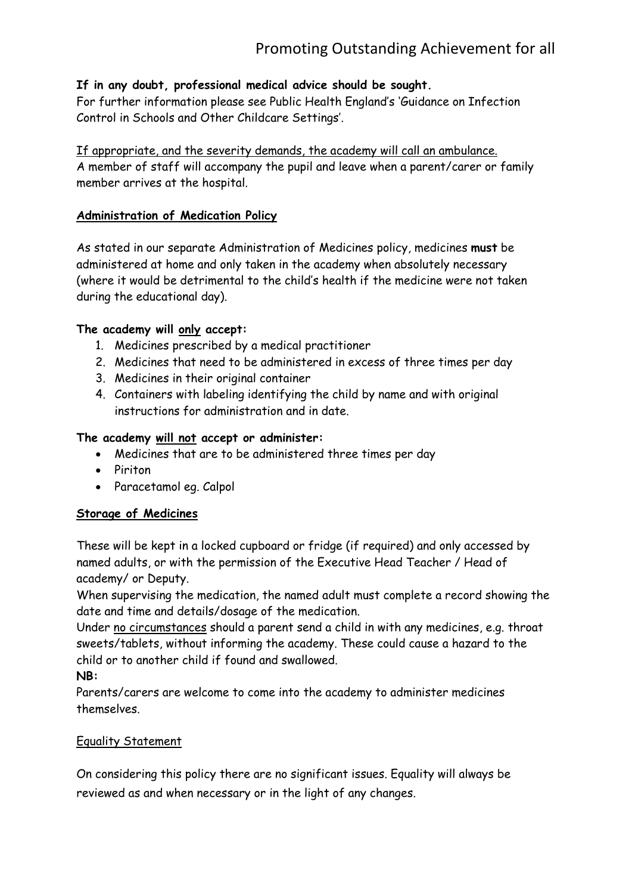**If in any doubt, professional medical advice should be sought.**
For further information please see Public Health England's 'Guidance on Infection Control in Schools and Other Childcare Settings'.

<u>If appropriate, and the severity demands, the academy will call an ambulance.</u>
A member of staff will accompany the pupil and leave when a parent/carer or family member arrives at the hospital.

## <u>Administration of Medication Policy</u>

As stated in our separate Administration of Medicines policy, medicines **must** be administered at home and only taken in the academy when absolutely necessary (where it would be detrimental to the child's health if the medicine were not taken during the educational day).

**The academy will <u>only</u> accept:**

1. Medicines prescribed by a medical practitioner
2. Medicines that need to be administered in excess of three times per day
3. Medicines in their original container
4. Containers with labeling identifying the child by name and with original instructions for administration and in date.

**The academy <u>will not</u> accept or administer:**

- Medicines that are to be administered three times per day
- Piriton
- Paracetamol eg. Calpol

## <u>Storage of Medicines</u>

These will be kept in a locked cupboard or fridge (if required) and only accessed by named adults, or with the permission of the Executive Head Teacher / Head of academy/ or Deputy.
When supervising the medication, the named adult must complete a record showing the date and time and details/dosage of the medication.
Under <u>no circumstances</u> should a parent send a child in with any medicines, e.g. throat sweets/tablets, without informing the academy. These could cause a hazard to the child or to another child if found and swallowed.

**NB:**
Parents/carers are welcome to come into the academy to administer medicines themselves.

## <u>Equality Statement</u>

On considering this policy there are no significant issues. Equality will always be reviewed as and when necessary or in the light of any changes.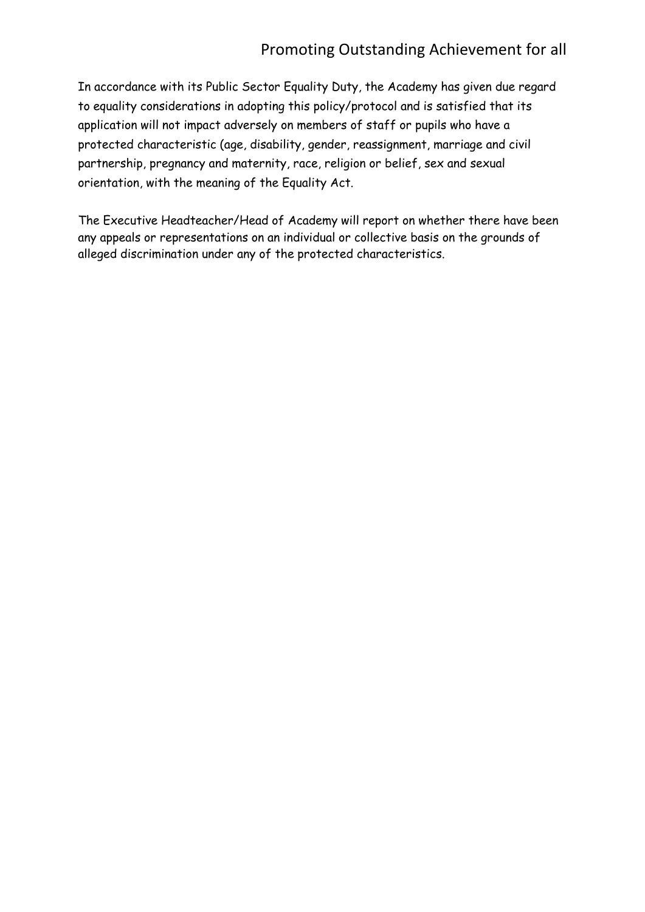In accordance with its Public Sector Equality Duty, the Academy has given due regard to equality considerations in adopting this policy/protocol and is satisfied that its application will not impact adversely on members of staff or pupils who have a protected characteristic (age, disability, gender, reassignment, marriage and civil partnership, pregnancy and maternity, race, religion or belief, sex and sexual orientation, with the meaning of the Equality Act.

The Executive Headteacher/Head of Academy will report on whether there have been any appeals or representations on an individual or collective basis on the grounds of alleged discrimination under any of the protected characteristics.